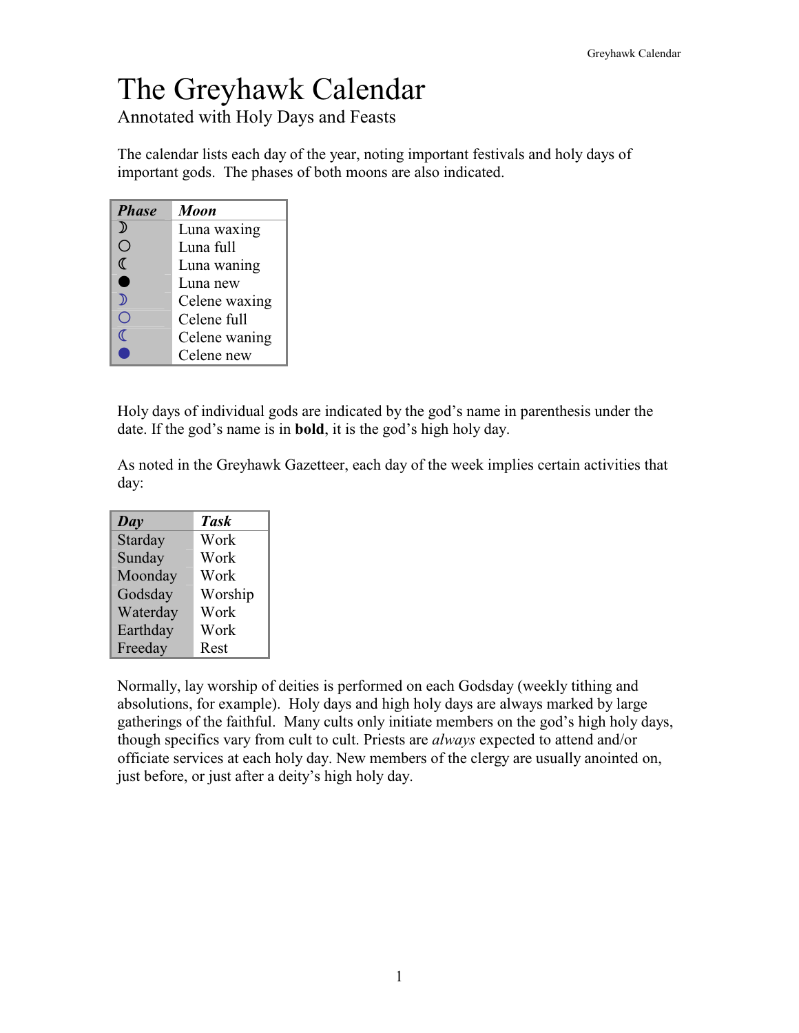# The Greyhawk Calendar

## Annotated with Holy Days and Feasts

The calendar lists each day of the year, noting important festivals and holy days of important gods. The phases of both moons are also indicated.

| *Phase* | *Moon* |
|---|---|
| ☽ | Luna waxing |
| ○ | Luna full |
| ☾ | Luna waning |
| ● | Luna new |
| ☽ | Celene waxing |
| ○ | Celene full |
| ☾ | Celene waning |
| ● | Celene new |

Holy days of individual gods are indicated by the god's name in parenthesis under the date. If the god's name is in **bold**, it is the god's high holy day.

As noted in the Greyhawk Gazetteer, each day of the week implies certain activities that day:

| *Day* | *Task* |
|---|---|
| Starday | Work |
| Sunday | Work |
| Moonday | Work |
| Godsday | Worship |
| Waterday | Work |
| Earthday | Work |
| Freeday | Rest |

Normally, lay worship of deities is performed on each Godsday (weekly tithing and absolutions, for example). Holy days and high holy days are always marked by large gatherings of the faithful. Many cults only initiate members on the god's high holy days, though specifics vary from cult to cult. Priests are *always* expected to attend and/or officiate services at each holy day. New members of the clergy are usually anointed on, just before, or just after a deity's high holy day.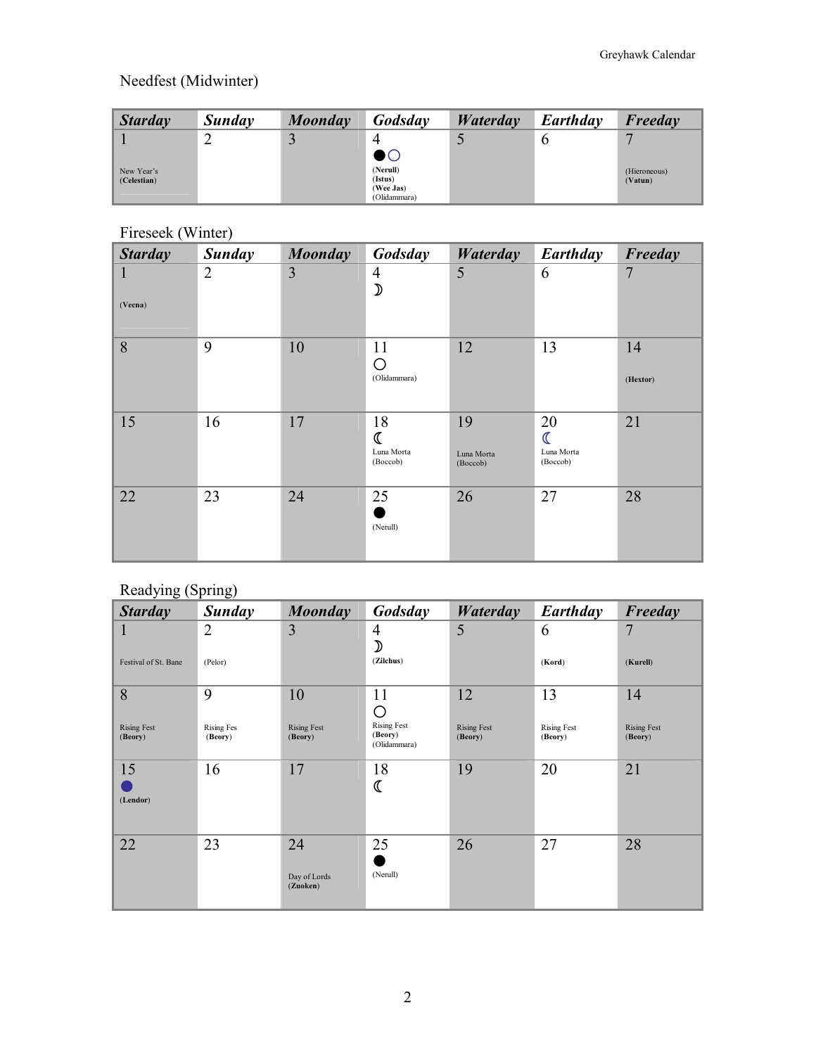## Needfest (Midwinter)

| *Starday* | *Sunday* | *Moonday* | *Godsday* | *Waterday* | *Earthday* | *Freeday* |
|---|---|---|---|---|---|---|
| 1<br>New Year's<br>**(Celestian)** | 2 | 3 | 4<br>●○<br>**(Nerull)**<br>**(Istus)**<br>**(Wee Jas)**<br>(Olidammara) | 5 | 6 | 7<br>(Hieroneous)<br>**(Vatun)** |

## Fireseek (Winter)

| *Starday* | *Sunday* | *Moonday* | *Godsday* | *Waterday* | *Earthday* | *Freeday* |
|---|---|---|---|---|---|---|
| 1<br>**(Vecna)** | 2 | 3 | 4<br>☽ | 5 | 6 | 7 |
| 8 | 9 | 10 | 11<br>○<br>(Olidammara) | 12 | 13 | 14<br>**(Hextor)** |
| 15 | 16 | 17 | 18<br>☾<br>Luna Morta<br>(Boccob) | 19<br>Luna Morta<br>(Boccob) | 20<br>☾<br>Luna Morta<br>(Boccob) | 21 |
| 22 | 23 | 24 | 25<br>●<br>(Nerull) | 26 | 27 | 28 |

## Readying (Spring)

| *Starday* | *Sunday* | *Moonday* | *Godsday* | *Waterday* | *Earthday* | *Freeday* |
|---|---|---|---|---|---|---|
| 1<br>Festival of St. Bane | 2<br>(Pelor) | 3 | 4<br>☽<br>**(Zilchus)** | 5 | 6<br>**(Kord)** | 7<br>**(Kurell)** |
| 8<br>Rising Fest<br>**(Beory)** | 9<br>Rising Fes<br>**(Beory)** | 10<br>Rising Fest<br>**(Beory)** | 11<br>○<br>Rising Fest<br>**(Beory)**<br>(Olidammara) | 12<br>Rising Fest<br>**(Beory)** | 13<br>Rising Fest<br>**(Beory)** | 14<br>Rising Fest<br>**(Beory)** |
| 15<br>●<br>**(Lendor)** | 16 | 17 | 18<br>☾ | 19 | 20 | 21 |
| 22 | 23 | 24<br>Day of Lords<br>**(Zuoken)** | 25<br>●<br>(Nerull) | 26 | 27 | 28 |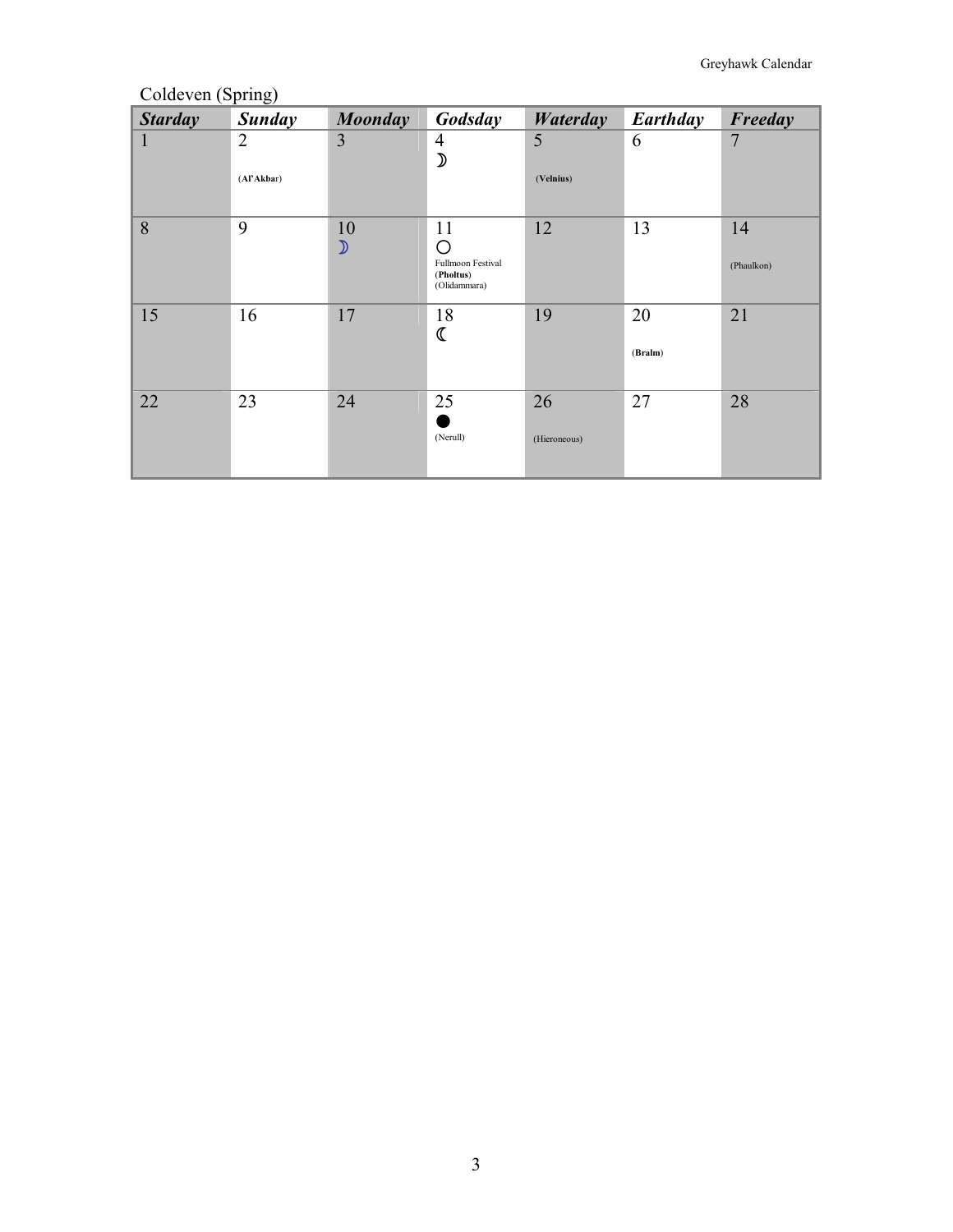Coldeven (Spring)

| ***Starday*** | ***Sunday*** | ***Moonday*** | ***Godsday*** | ***Waterday*** | ***Earthday*** | ***Freeday*** |
|---|---|---|---|---|---|---|
| 1 | 2 (**Al'Akbar**) | 3 | 4 ☽ | 5 (**Velnius**) | 6 | 7 |
| 8 | 9 | 10 ☽ | 11 ○ Fullmoon Festival (**Pholtus**) (Olidammara) | 12 | 13 | 14 (Phaulkon) |
| 15 | 16 | 17 | 18 ☾ | 19 | 20 (**Bralm**) | 21 |
| 22 | 23 | 24 | 25 ● (Nerull) | 26 (Hieroneous) | 27 | 28 |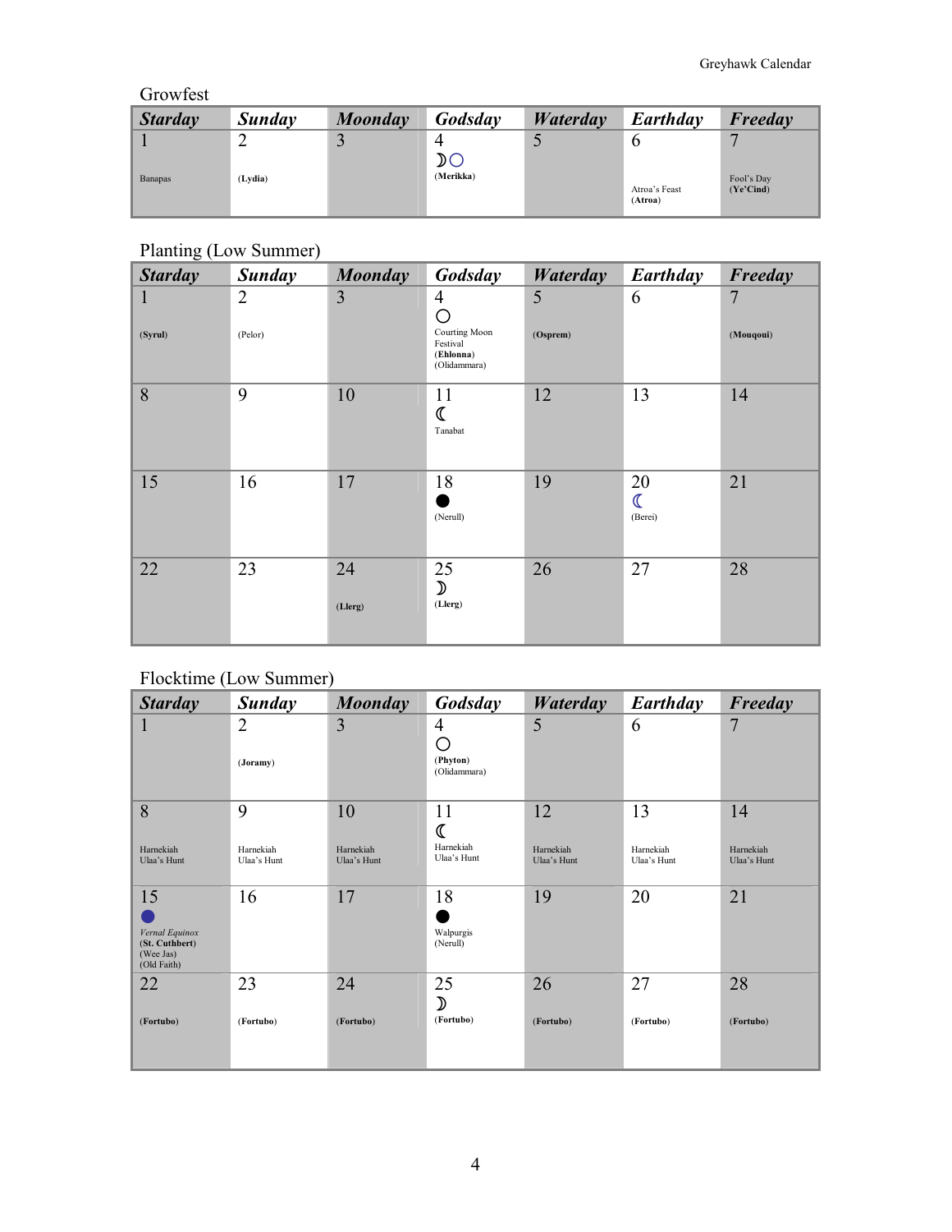## Growfest

| Starday | Sunday | Moonday | Godsday | Waterday | Earthday | Freeday |
|---|---|---|---|---|---|---|
| 1 Banapas | 2 **(Lydia)** | 3 | 4 ☽○ **(Merikka)** | 5 | 6 Atroa's Feast **(Atroa)** | 7 Fool's Day **(Ye'Cind)** |

## Planting (Low Summer)

| Starday | Sunday | Moonday | Godsday | Waterday | Earthday | Freeday |
|---|---|---|---|---|---|---|
| 1 **(Syrul)** | 2 (Pelor) | 3 | 4 ○ Courting Moon Festival **(Ehlonna)** (Olidammara) | 5 **(Osprem)** | 6 | 7 **(Mouqoui)** |
| 8 | 9 | 10 | 11 ☾ Tanabat | 12 | 13 | 14 |
| 15 | 16 | 17 | 18 ● (Nerull) | 19 | 20 ☾ (Berei) | 21 |
| 22 | 23 | 24 **(Llerg)** | 25 ☽ **(Llerg)** | 26 | 27 | 28 |

## Flocktime (Low Summer)

| Starday | Sunday | Moonday | Godsday | Waterday | Earthday | Freeday |
|---|---|---|---|---|---|---|
| 1 | 2 **(Joramy)** | 3 | 4 ○ **(Phyton)** (Olidammara) | 5 | 6 | 7 |
| 8 Harnekiah Ulaa's Hunt | 9 Harnekiah Ulaa's Hunt | 10 Harnekiah Ulaa's Hunt | 11 ☾ Harnekiah Ulaa's Hunt | 12 Harnekiah Ulaa's Hunt | 13 Harnekiah Ulaa's Hunt | 14 Harnekiah Ulaa's Hunt |
| 15 ● *Vernal Equinox* **(St. Cuthbert)** (Wee Jas) (Old Faith) | 16 | 17 | 18 ● Walpurgis (Nerull) | 19 | 20 | 21 |
| 22 **(Fortubo)** | 23 **(Fortubo)** | 24 **(Fortubo)** | 25 ☽ **(Fortubo)** | 26 **(Fortubo)** | 27 **(Fortubo)** | 28 **(Fortubo)** |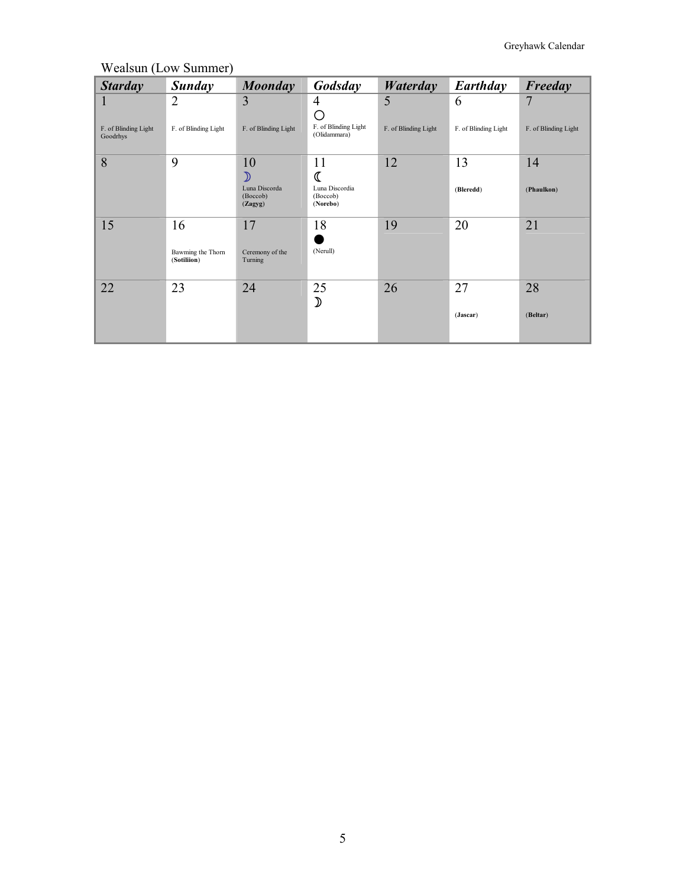Wealsun (Low Summer)

| ***Starday*** | ***Sunday*** | ***Moonday*** | ***Godsday*** | ***Waterday*** | ***Earthday*** | ***Freeday*** |
|---|---|---|---|---|---|---|
| 1<br>F. of Blinding Light<br>Goodrhys | 2<br>F. of Blinding Light | 3<br>F. of Blinding Light | 4<br>○<br>F. of Blinding Light<br>(Olidammara) | 5<br>F. of Blinding Light | 6<br>F. of Blinding Light | 7<br>F. of Blinding Light |
| 8 | 9 | 10<br>☽<br>Luna Discorda<br>(Boccob)<br>(**Zagyg**) | 11<br>☾<br>Luna Discordia<br>(Boccob)<br>(**Norebo**) | 12 | 13<br>(**Bleredd**) | 14<br>(**Phaulkon**) |
| 15 | 16<br>Bawming the Thorn<br>(**Sotiliion**) | 17<br>Ceremony of the Turning | 18<br>●<br>(Nerull) | 19 | 20 | 21 |
| 22 | 23 | 24 | 25<br>☽ | 26 | 27<br>(**Jascar**) | 28<br>(**Beltar**) |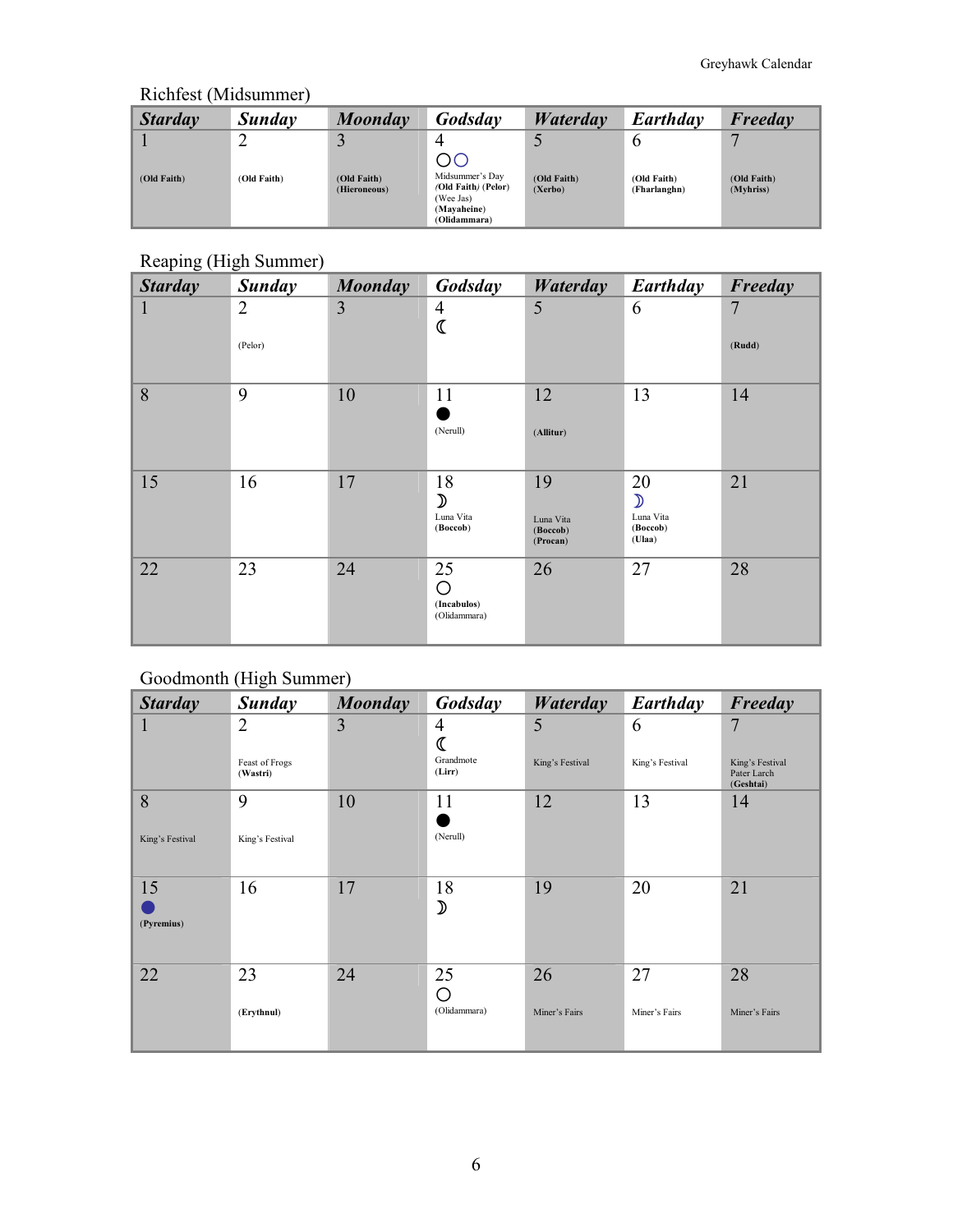Richfest (Midsummer)

| *Starday* | *Sunday* | *Moonday* | *Godsday* | *Waterday* | *Earthday* | *Freeday* |
|---|---|---|---|---|---|---|
| 1 (Old Faith) | 2 (Old Faith) | 3 (Old Faith) (Hieroneous) | 4 ○○ Midsummer's Day (Old Faith) (Pelor) (Wee Jas) (Mayaheine) (Olidammara) | 5 (Old Faith) (Xerbo) | 6 (Old Faith) (Fharlanghn) | 7 (Old Faith) (Myhriss) |

Reaping (High Summer)

| *Starday* | *Sunday* | *Moonday* | *Godsday* | *Waterday* | *Earthday* | *Freeday* |
|---|---|---|---|---|---|---|
| 1 | 2 (Pelor) | 3 | 4 ☾ | 5 | 6 | 7 (Rudd) |
| 8 | 9 | 10 | 11 ● (Nerull) | 12 (Allitur) | 13 | 14 |
| 15 | 16 | 17 | 18 ☽ Luna Vita (Boccob) | 19 Luna Vita (Boccob) (Procan) | 20 ☽ Luna Vita (Boccob) (Ulaa) | 21 |
| 22 | 23 | 24 | 25 ○ (Incabulos) (Olidammara) | 26 | 27 | 28 |

Goodmonth (High Summer)

| *Starday* | *Sunday* | *Moonday* | *Godsday* | *Waterday* | *Earthday* | *Freeday* |
|---|---|---|---|---|---|---|
| 1 | 2 Feast of Frogs (Wastri) | 3 | 4 ☾ Grandmote (Lirr) | 5 King's Festival | 6 King's Festival | 7 King's Festival Pater Larch (Geshtai) |
| 8 King's Festival | 9 King's Festival | 10 | 11 ● (Nerull) | 12 | 13 | 14 |
| 15 ● (Pyremius) | 16 | 17 | 18 ☽ | 19 | 20 | 21 |
| 22 | 23 (Erythnul) | 24 | 25 ○ (Olidammara) | 26 Miner's Fairs | 27 Miner's Fairs | 28 Miner's Fairs |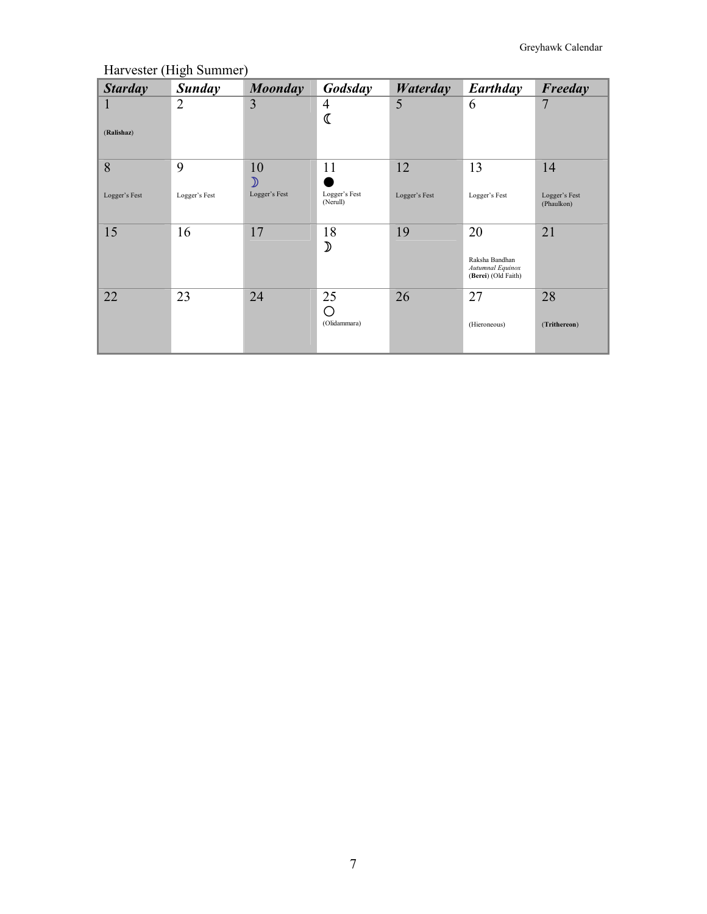Harvester (High Summer)

| ***Starday*** | ***Sunday*** | ***Moonday*** | ***Godsday*** | ***Waterday*** | ***Earthday*** | ***Freeday*** |
|---|---|---|---|---|---|---|
| 1<br>(**Ralishaz**) | 2 | 3 | 4<br>☾ | 5 | 6 | 7 |
| 8<br>Logger's Fest | 9<br>Logger's Fest | 10<br>☽<br>Logger's Fest | 11<br>●<br>Logger's Fest<br>(Nerull) | 12<br>Logger's Fest | 13<br>Logger's Fest | 14<br>Logger's Fest<br>(Phaulkon) |
| 15 | 16 | 17 | 18<br>☽ | 19 | 20<br>Raksha Bandhan<br>*Autumnal Equinox*<br>(**Berei**) (Old Faith) | 21 |
| 22 | 23 | 24 | 25<br>○<br>(Olidammara) | 26 | 27<br>(Hieroneous) | 28<br>(**Trithereon**) |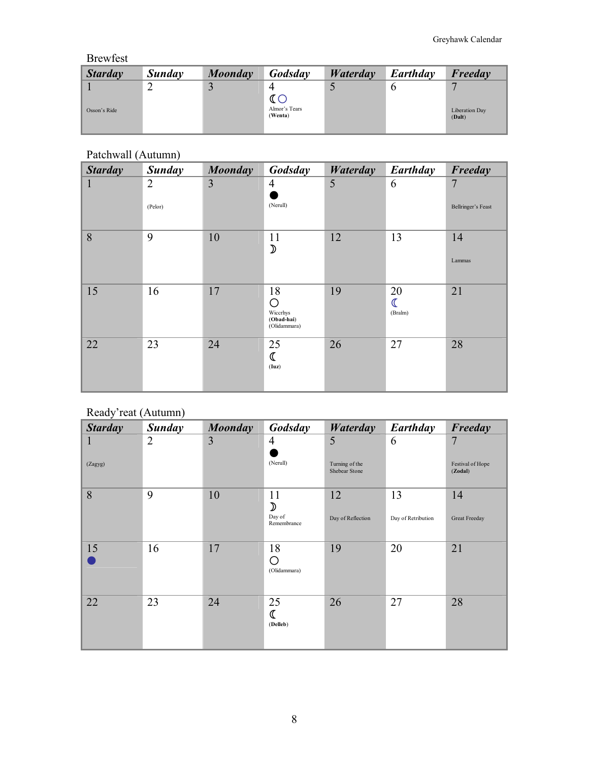## Brewfest

| *Starday* | *Sunday* | *Moonday* | *Godsday* | *Waterday* | *Earthday* | *Freeday* |
|---|---|---|---|---|---|---|
| 1<br>Osson's Ride | 2 | 3 | 4<br>☾○<br>Almor's Tears<br>**(Wenta)** | 5 | 6 | 7<br>Liberation Day<br>**(Dalt)** |

## Patchwall (Autumn)

| *Starday* | *Sunday* | *Moonday* | *Godsday* | *Waterday* | *Earthday* | *Freeday* |
|---|---|---|---|---|---|---|
| 1 | 2<br>(Pelor) | 3 | 4<br>●<br>(Nerull) | 5 | 6 | 7<br>Bellringer's Feast |
| 8 | 9 | 10 | 11<br>☽ | 12 | 13 | 14<br>Lammas |
| 15 | 16 | 17 | 18<br>○<br>Wiccrhys<br>**(Obad-hai)**<br>(Olidammara) | 19 | 20<br>☾<br>(Bralm) | 21 |
| 22 | 23 | 24 | 25<br>☾<br>**(Iuz)** | 26 | 27 | 28 |

## Ready'reat (Autumn)

| *Starday* | *Sunday* | *Moonday* | *Godsday* | *Waterday* | *Earthday* | *Freeday* |
|---|---|---|---|---|---|---|
| 1<br>(Zagyg) | 2 | 3 | 4<br>●<br>(Nerull) | 5<br>Turning of the Shebear Stone | 6 | 7<br>Festival of Hope<br>**(Zodal)** |
| 8 | 9 | 10 | 11<br>☽<br>Day of Remembrance | 12<br>Day of Reflection | 13<br>Day of Retribution | 14<br>Great Freeday |
| 15<br>● | 16 | 17 | 18<br>○<br>(Olidammara) | 19 | 20 | 21 |
| 22 | 23 | 24 | 25<br>☾<br>**(Delleb)** | 26 | 27 | 28 |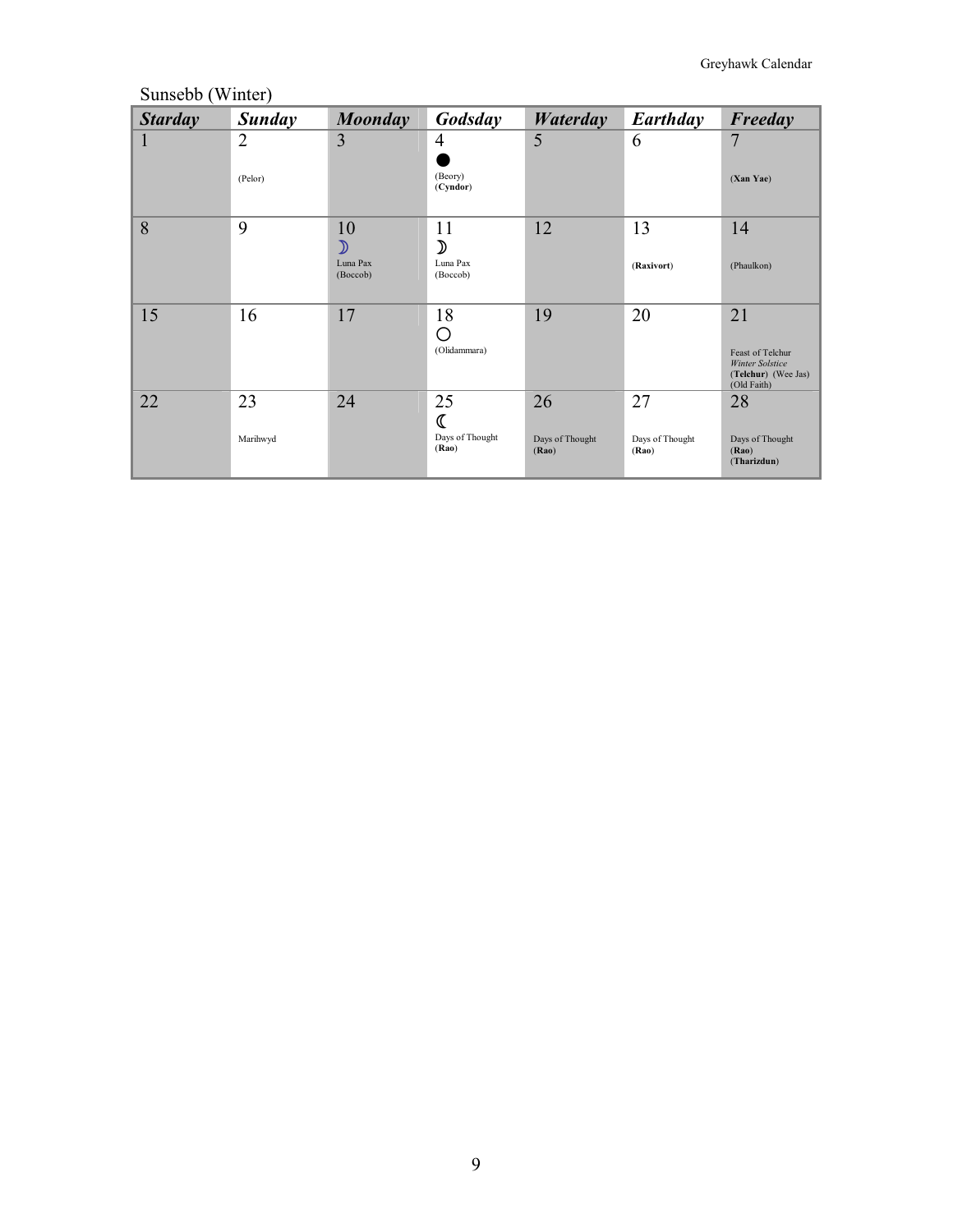Sunsebb (Winter)

| *Starday* | *Sunday* | *Moonday* | *Godsday* | *Waterday* | *Earthday* | *Freeday* |
|---|---|---|---|---|---|---|
| 1 | 2<br>(Pelor) | 3 | 4<br>●<br>(Beory)<br>(**Cyndor**) | 5 | 6 | 7<br>(**Xan Yae**) |
| 8 | 9 | 10<br>☽<br>Luna Pax<br>(Boccob) | 11<br>☽<br>Luna Pax<br>(Boccob) | 12 | 13<br>(**Raxivort**) | 14<br>(Phaulkon) |
| 15 | 16 | 17 | 18<br>○<br>(Olidammara) | 19 | 20 | 21<br>Feast of Telchur<br>*Winter Solstice*<br>(**Telchur**) (Wee Jas)<br>(Old Faith) |
| 22 | 23<br>Marihwyd | 24 | 25<br>☾<br>Days of Thought<br>(**Rao**) | 26<br>Days of Thought<br>(**Rao**) | 27<br>Days of Thought<br>(**Rao**) | 28<br>Days of Thought<br>(**Rao**)<br>(**Tharizdun**) |